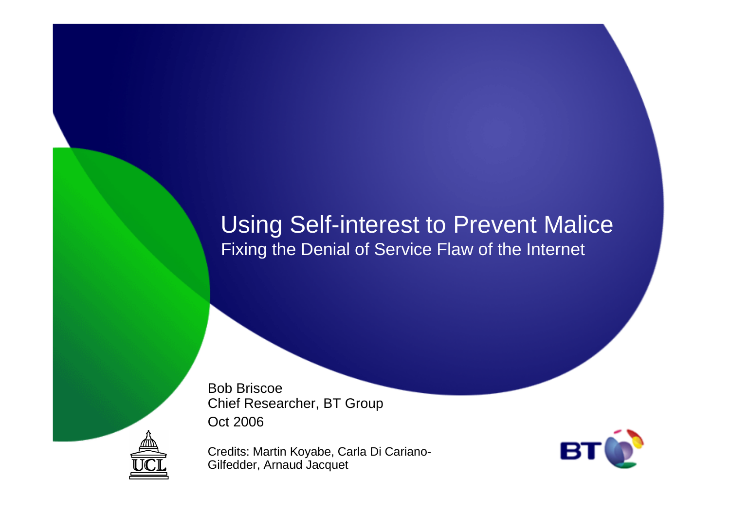# Using Self-interest to Prevent Malice

## Fixing the Denial of Service Flaw of the Internet

Bob Briscoe
Chief Researcher, BT Group
Oct 2006

Credits: Martin Koyabe, Carla Di Cariano-Gilfedder, Arnaud Jacquet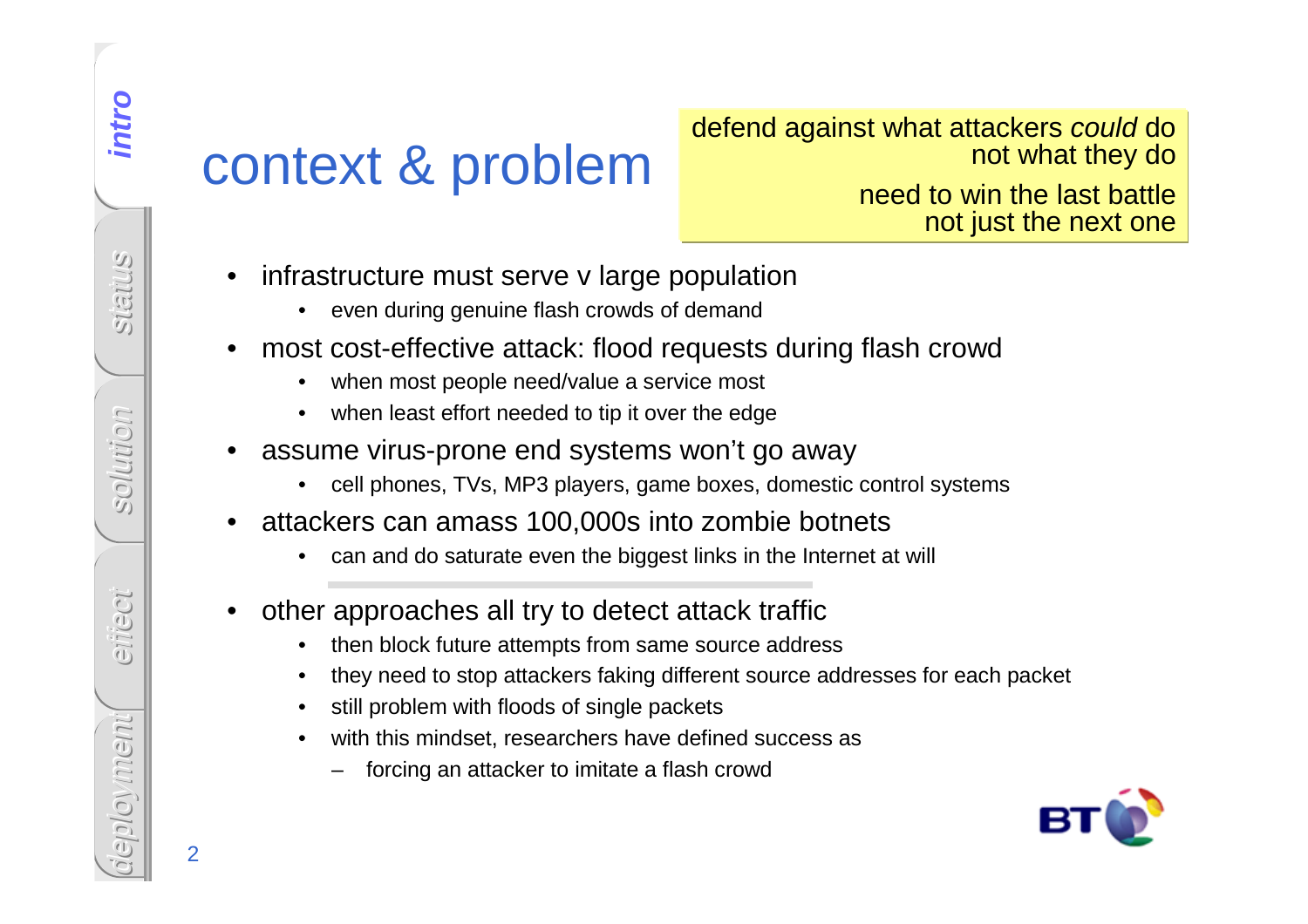# context & problem

> defend against what attackers *could* do
> not what they do
>
> need to win the last battle
> not just the next one

- infrastructure must serve v large population
  - even during genuine flash crowds of demand
- most cost-effective attack: flood requests during flash crowd
  - when most people need/value a service most
  - when least effort needed to tip it over the edge
- assume virus-prone end systems won't go away
  - cell phones, TVs, MP3 players, game boxes, domestic control systems
- attackers can amass 100,000s into zombie botnets
  - can and do saturate even the biggest links in the Internet at will

---

- other approaches all try to detect attack traffic
  - then block future attempts from same source address
  - they need to stop attackers faking different source addresses for each packet
  - still problem with floods of single packets
  - with this mindset, researchers have defined success as
    - forcing an attacker to imitate a flash crowd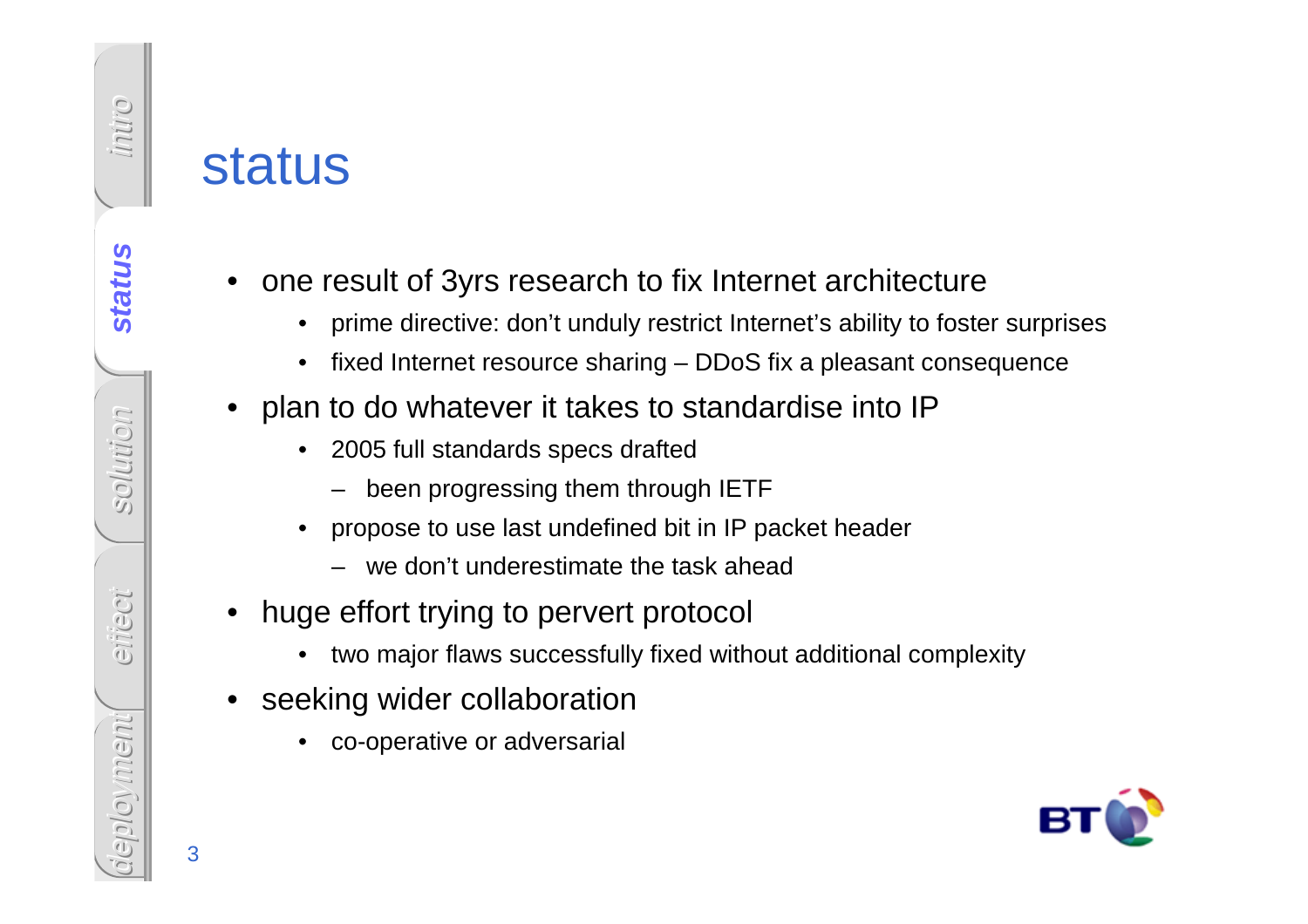# status

- one result of 3yrs research to fix Internet architecture
  - prime directive: don't unduly restrict Internet's ability to foster surprises
  - fixed Internet resource sharing – DDoS fix a pleasant consequence
- plan to do whatever it takes to standardise into IP
  - 2005 full standards specs drafted
    - been progressing them through IETF
  - propose to use last undefined bit in IP packet header
    - we don't underestimate the task ahead
- huge effort trying to pervert protocol
  - two major flaws successfully fixed without additional complexity
- seeking wider collaboration
  - co-operative or adversarial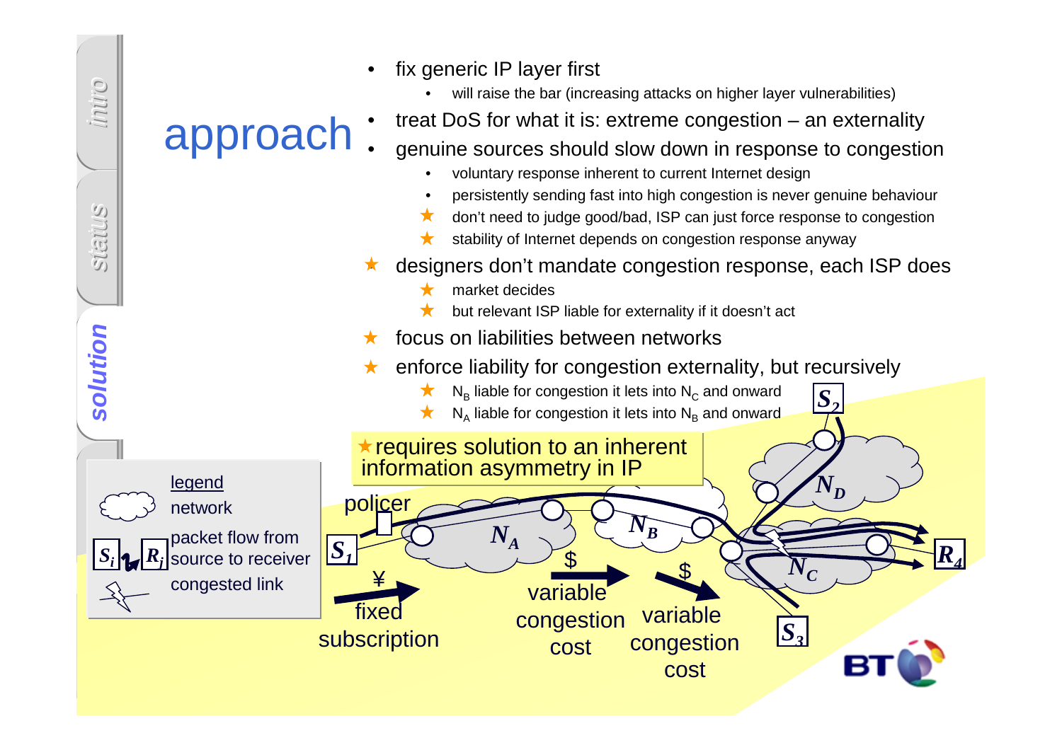# approach

- fix generic IP layer first
  - will raise the bar (increasing attacks on higher layer vulnerabilities)
- treat DoS for what it is: extreme congestion – an externality
- genuine sources should slow down in response to congestion
  - voluntary response inherent to current Internet design
  - persistently sending fast into high congestion is never genuine behaviour
  - ★ don't need to judge good/bad, ISP can just force response to congestion
  - ★ stability of Internet depends on congestion response anyway
- ★ designers don't mandate congestion response, each ISP does
  - ★ market decides
  - ★ but relevant ISP liable for externality if it doesn't act
- ★ focus on liabilities between networks
- ★ enforce liability for congestion externality, but recursively
  - ★ $N_B$ liable for congestion it lets into $N_C$ and onward
  - ★ $N_A$ liable for congestion it lets into $N_B$ and onward

★ requires solution to an inherent information asymmetry in IP

legend
- network
- $S_i$ → $R_j$ packet flow from source to receiver
- congested link

policer

$S_1$, $S_2$, $S_3$, $N_A$, $N_B$, $N_C$, $N_D$, $R_4$

¥ fixed subscription

$ variable congestion cost

$ variable congestion cost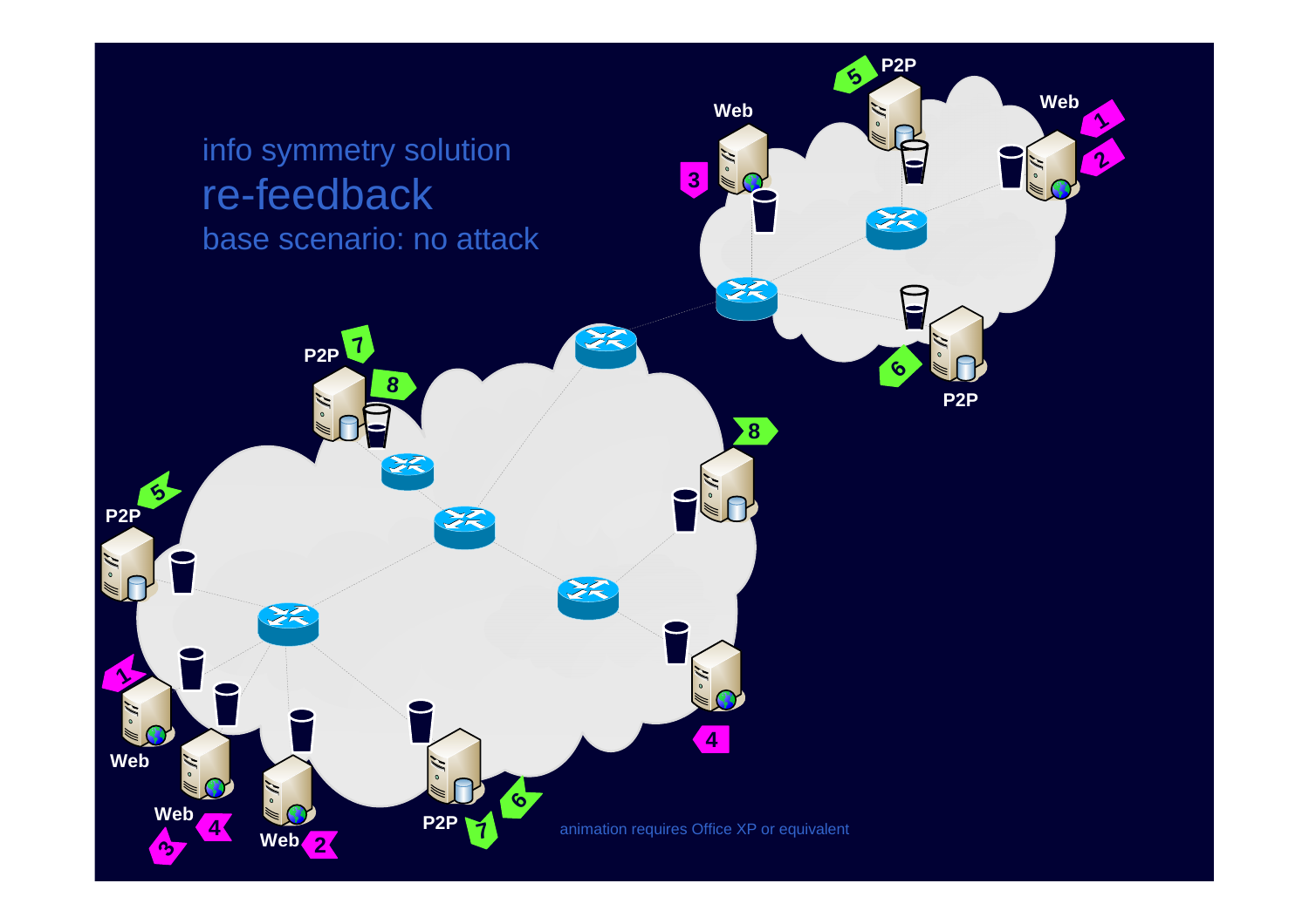info symmetry solution

# re-feedback

base scenario: no attack

animation requires Office XP or equivalent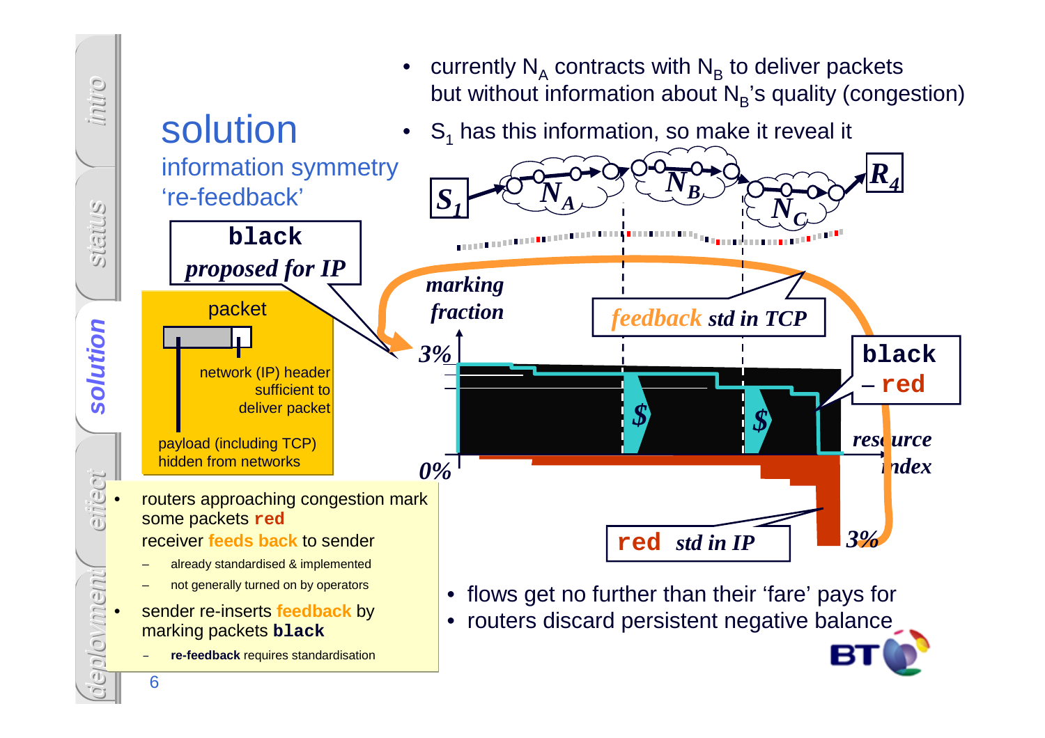# solution

## information symmetry 're-feedback'

- currently $N_A$ contracts with $N_B$ to deliver packets but without information about $N_B$'s quality (congestion)
- $S_1$ has this information, so make it reveal it

**black** *proposed for IP*

packet

network (IP) header sufficient to deliver packet

payload (including TCP) hidden from networks

$S_1$ $N_A$ $N_B$ $N_C$ $R_4$

*marking fraction*

*feedback std in TCP*

3%

0%

$ $

**black – red**

*resource index*

**red** *std in IP*

3%

- routers approaching congestion mark some packets **red**
  receiver **feeds back** to sender
  - already standardised & implemented
  - not generally turned on by operators
- sender re-inserts **feedback** by marking packets **black**
  - **re-feedback** requires standardisation

- flows get no further than their 'fare' pays for
- routers discard persistent negative balance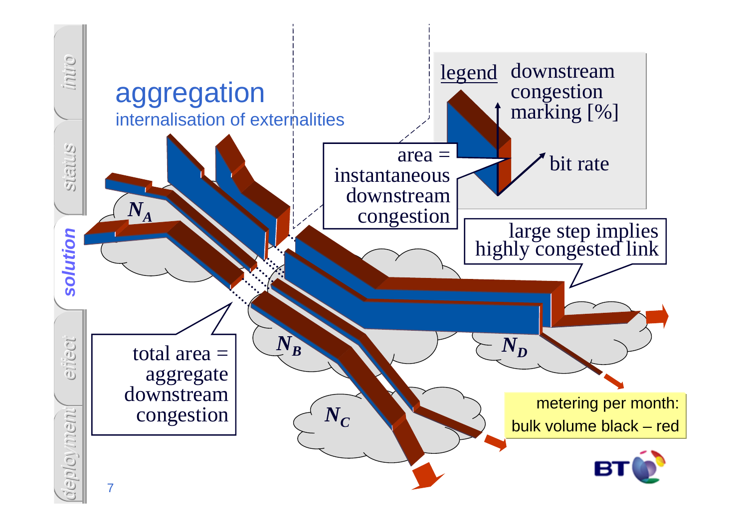# aggregation

internalisation of externalities

legend: downstream congestion marking [%] / bit rate

area = instantaneous downstream congestion

large step implies highly congested link

total area = aggregate downstream congestion

$N_A$

$N_B$

$N_C$

$N_D$

metering per month: bulk volume black – red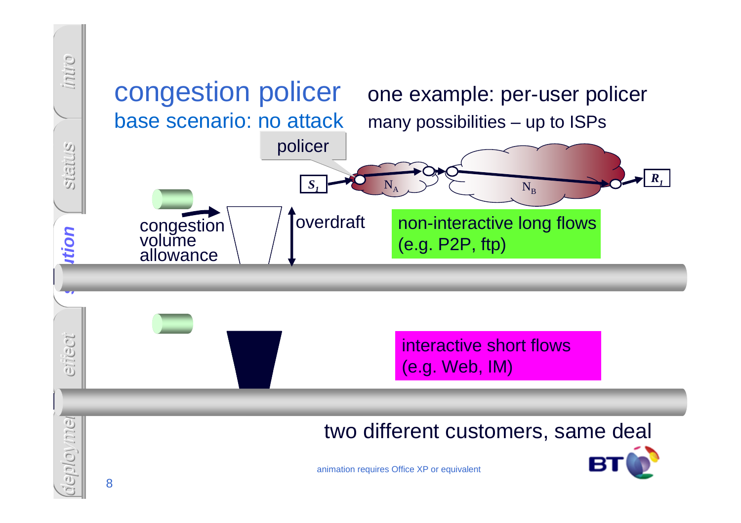# congestion policer

## base scenario: no attack

one example: per-user policer

many possibilities – up to ISPs

policer

$S_1$ → $N_A$ → $N_B$ → $R_1$

congestion volume allowance

overdraft

non-interactive long flows (e.g. P2P, ftp)

interactive short flows (e.g. Web, IM)

two different customers, same deal

animation requires Office XP or equivalent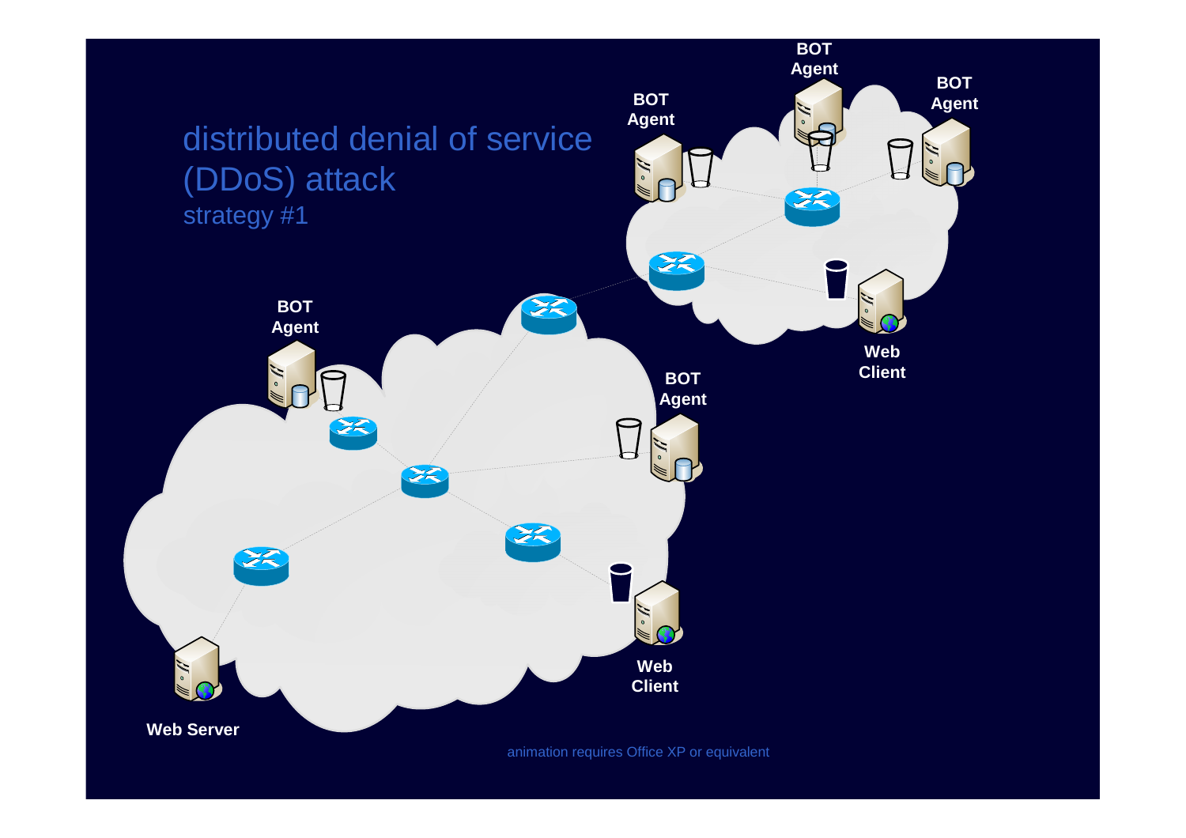# distributed denial of service (DDoS) attack

strategy #1

BOT Agent

BOT Agent

BOT Agent

BOT Agent

BOT Agent

Web Client

Web Client

Web Server

animation requires Office XP or equivalent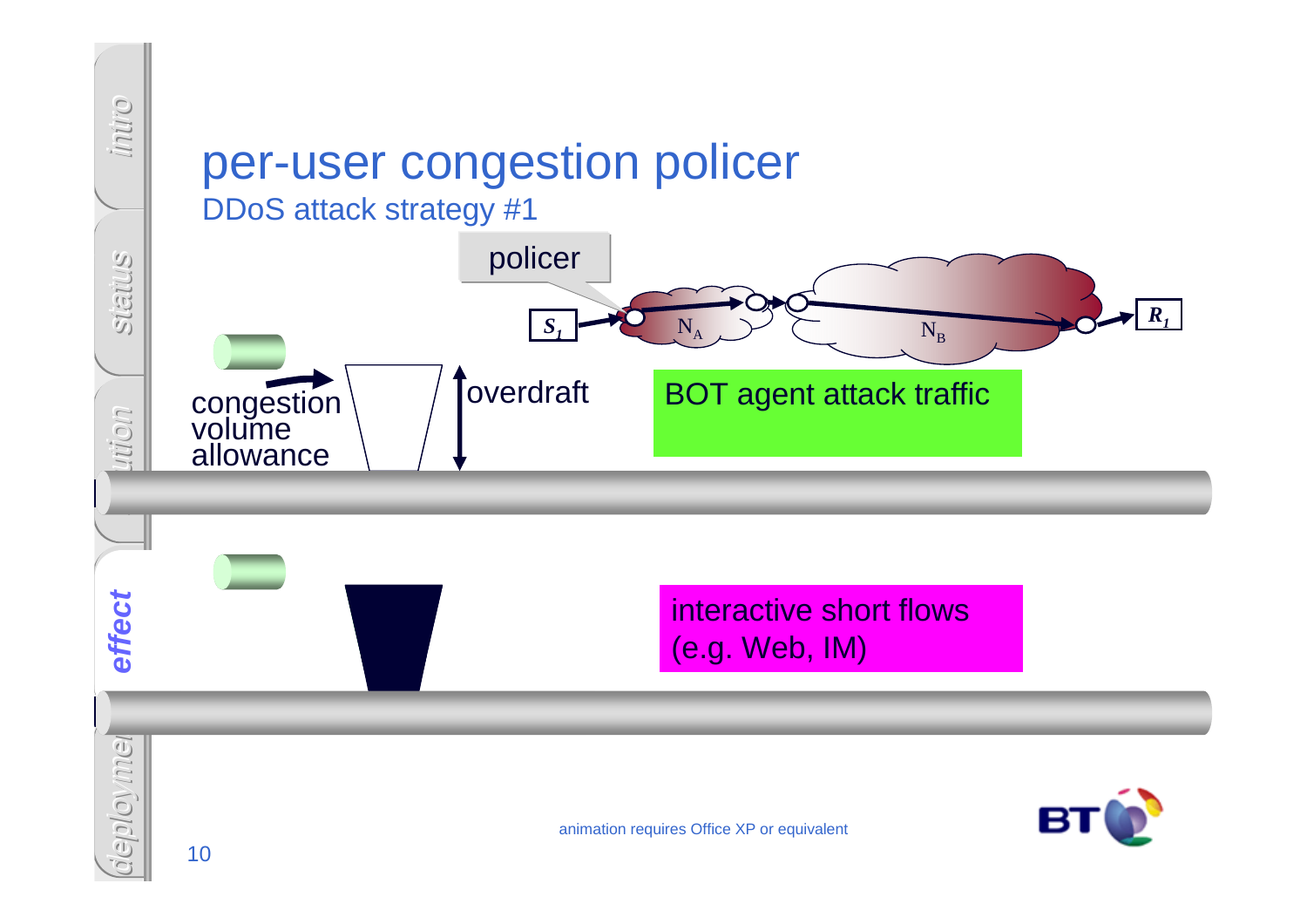# per-user congestion policer

## DDoS attack strategy #1

policer

$S_1$ → $N_A$ → $N_B$ → $R_1$

congestion volume allowance

overdraft

BOT agent attack traffic

interactive short flows (e.g. Web, IM)

animation requires Office XP or equivalent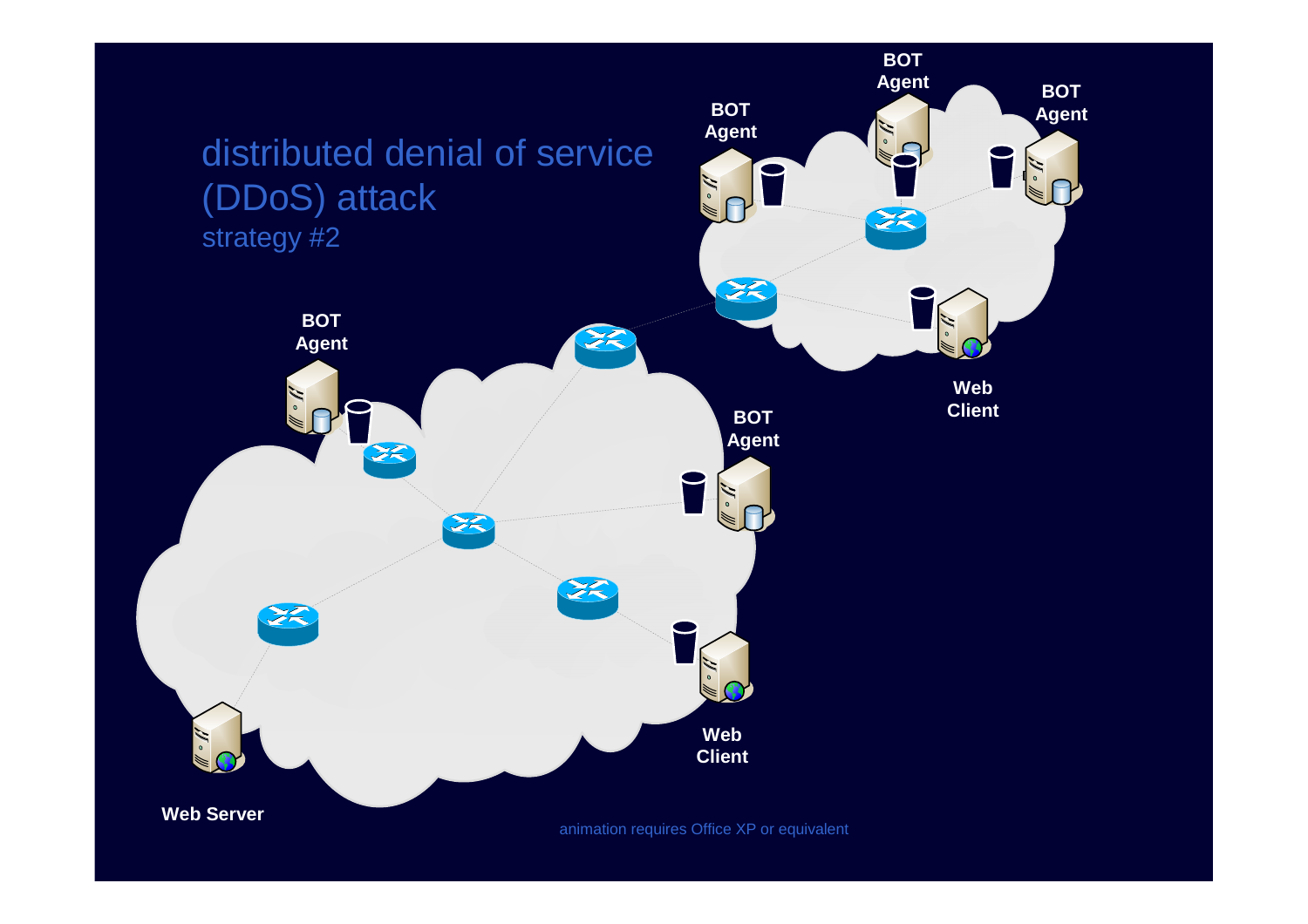# distributed denial of service (DDoS) attack

strategy #2

BOT Agent

BOT Agent

BOT Agent

Web Client

BOT Agent

BOT Agent

Web Client

Web Server

animation requires Office XP or equivalent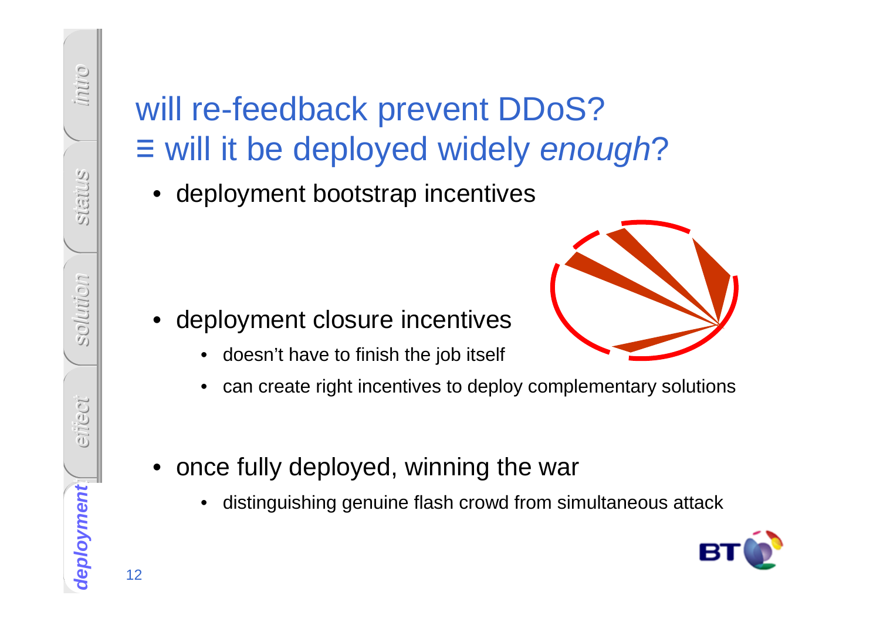# will re-feedback prevent DDoS? ≡ will it be deployed widely *enough*?

- deployment bootstrap incentives
- deployment closure incentives
  - doesn't have to finish the job itself
  - can create right incentives to deploy complementary solutions
- once fully deployed, winning the war
  - distinguishing genuine flash crowd from simultaneous attack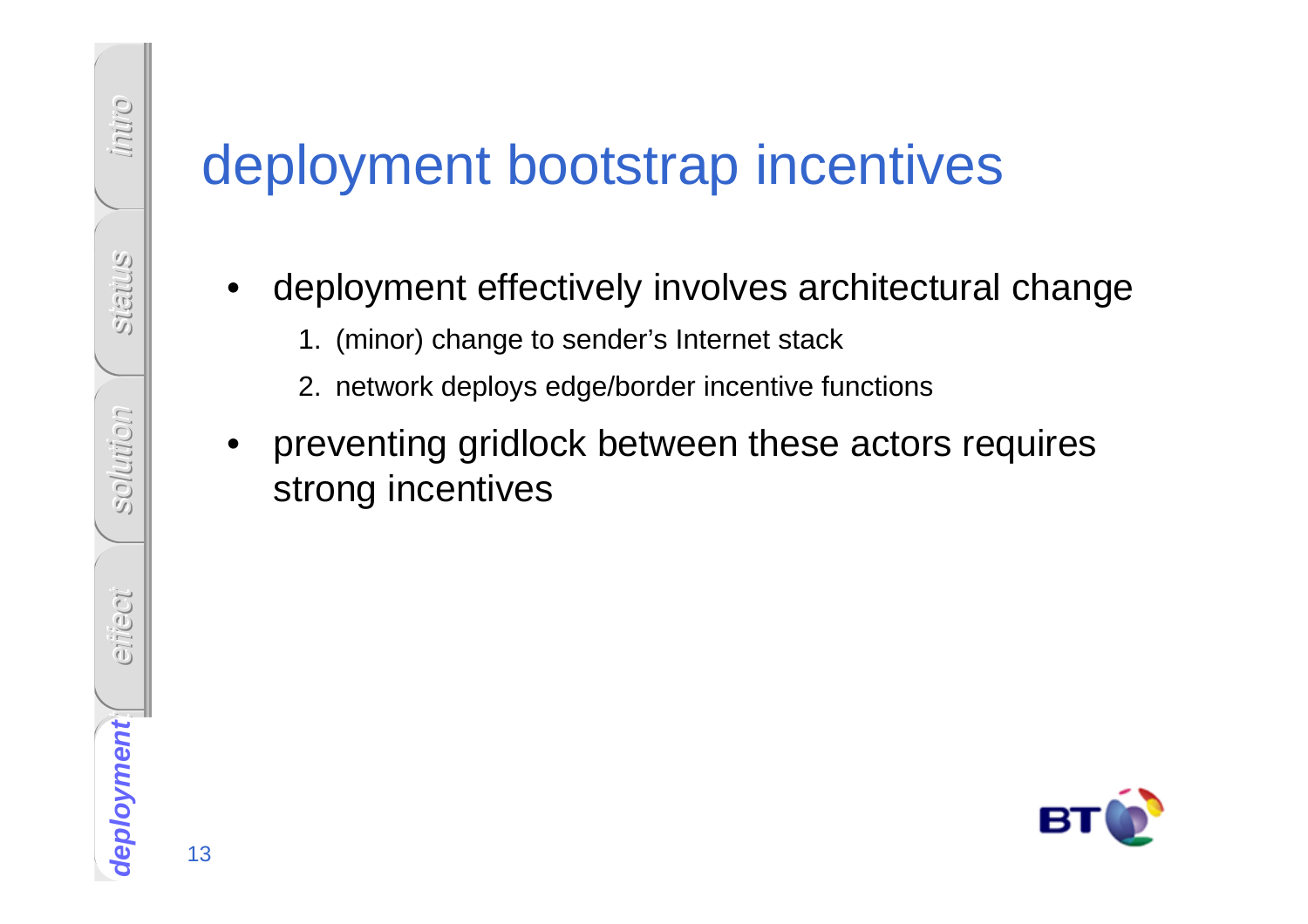# deployment bootstrap incentives

- deployment effectively involves architectural change
  1. (minor) change to sender's Internet stack
  2. network deploys edge/border incentive functions
- preventing gridlock between these actors requires strong incentives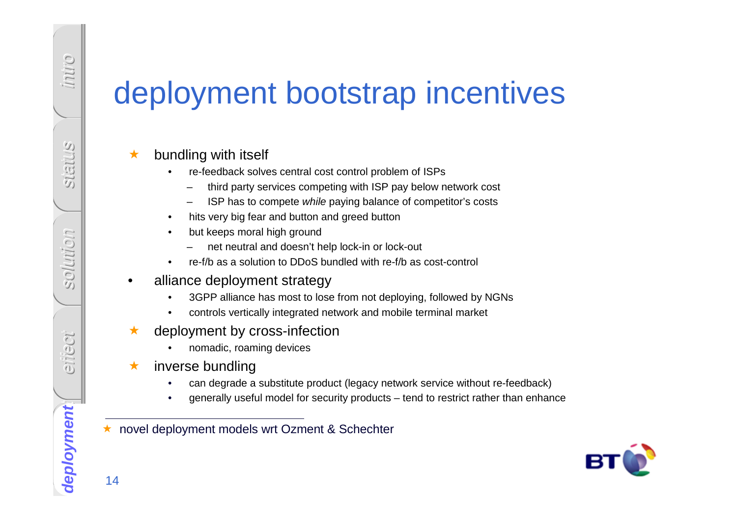# deployment bootstrap incentives

- ★ bundling with itself
  - re-feedback solves central cost control problem of ISPs
    - third party services competing with ISP pay below network cost
    - ISP has to compete *while* paying balance of competitor's costs
  - hits very big fear and button and greed button
  - but keeps moral high ground
    - net neutral and doesn't help lock-in or lock-out
  - re-f/b as a solution to DDoS bundled with re-f/b as cost-control
- alliance deployment strategy
  - 3GPP alliance has most to lose from not deploying, followed by NGNs
  - controls vertically integrated network and mobile terminal market
- ★ deployment by cross-infection
  - nomadic, roaming devices
- ★ inverse bundling
  - can degrade a substitute product (legacy network service without re-feedback)
  - generally useful model for security products – tend to restrict rather than enhance

---

★ novel deployment models wrt Ozment & Schechter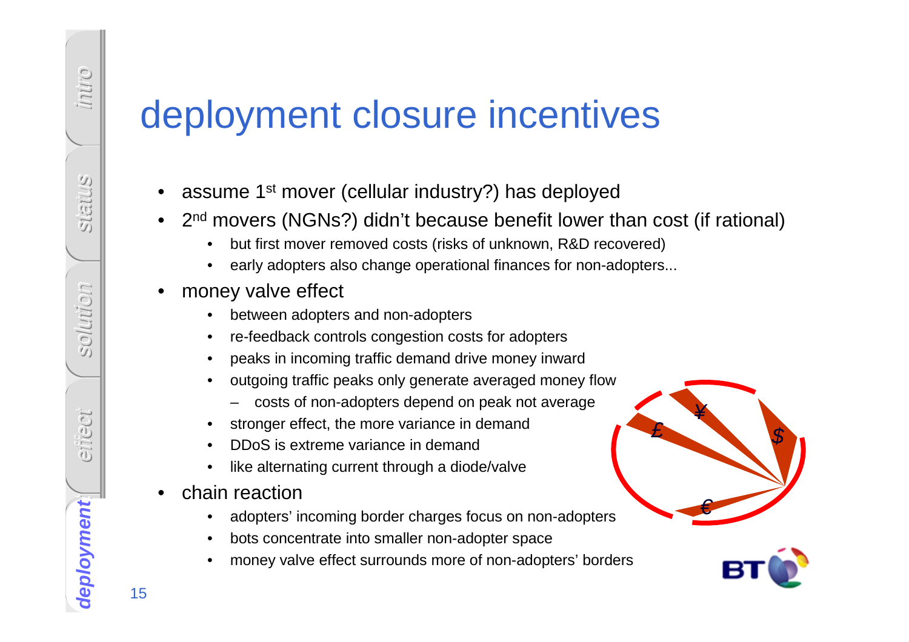# deployment closure incentives

- assume 1st mover (cellular industry?) has deployed
- 2nd movers (NGNs?) didn't because benefit lower than cost (if rational)
  - but first mover removed costs (risks of unknown, R&D recovered)
  - early adopters also change operational finances for non-adopters...
- money valve effect
  - between adopters and non-adopters
  - re-feedback controls congestion costs for adopters
  - peaks in incoming traffic demand drive money inward
  - outgoing traffic peaks only generate averaged money flow
    - costs of non-adopters depend on peak not average
  - stronger effect, the more variance in demand
  - DDoS is extreme variance in demand
  - like alternating current through a diode/valve
- chain reaction
  - adopters' incoming border charges focus on non-adopters
  - bots concentrate into smaller non-adopter space
  - money valve effect surrounds more of non-adopters' borders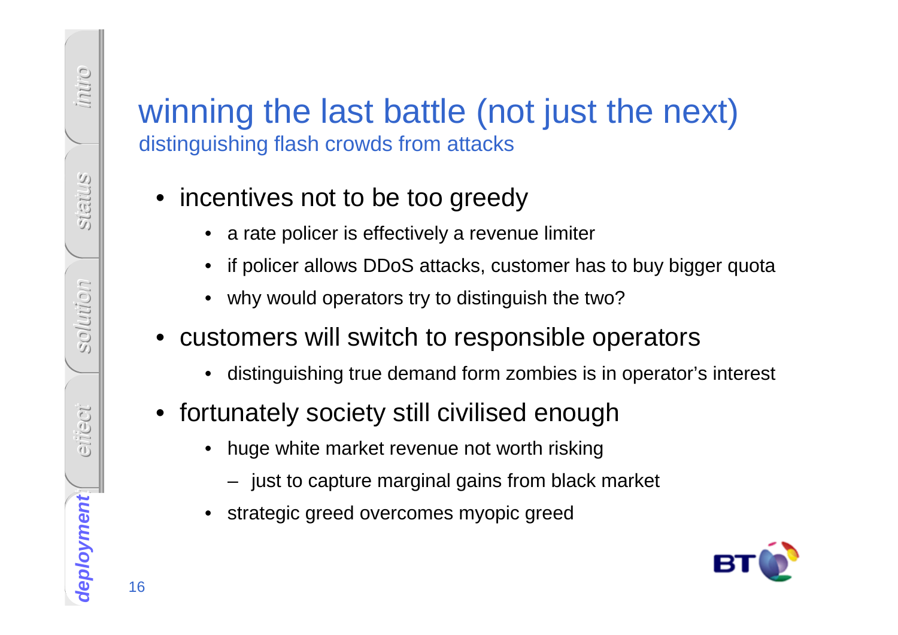# winning the last battle (not just the next)

## distinguishing flash crowds from attacks

- incentives not to be too greedy
  - a rate policer is effectively a revenue limiter
  - if policer allows DDoS attacks, customer has to buy bigger quota
  - why would operators try to distinguish the two?
- customers will switch to responsible operators
  - distinguishing true demand form zombies is in operator's interest
- fortunately society still civilised enough
  - huge white market revenue not worth risking
    - just to capture marginal gains from black market
  - strategic greed overcomes myopic greed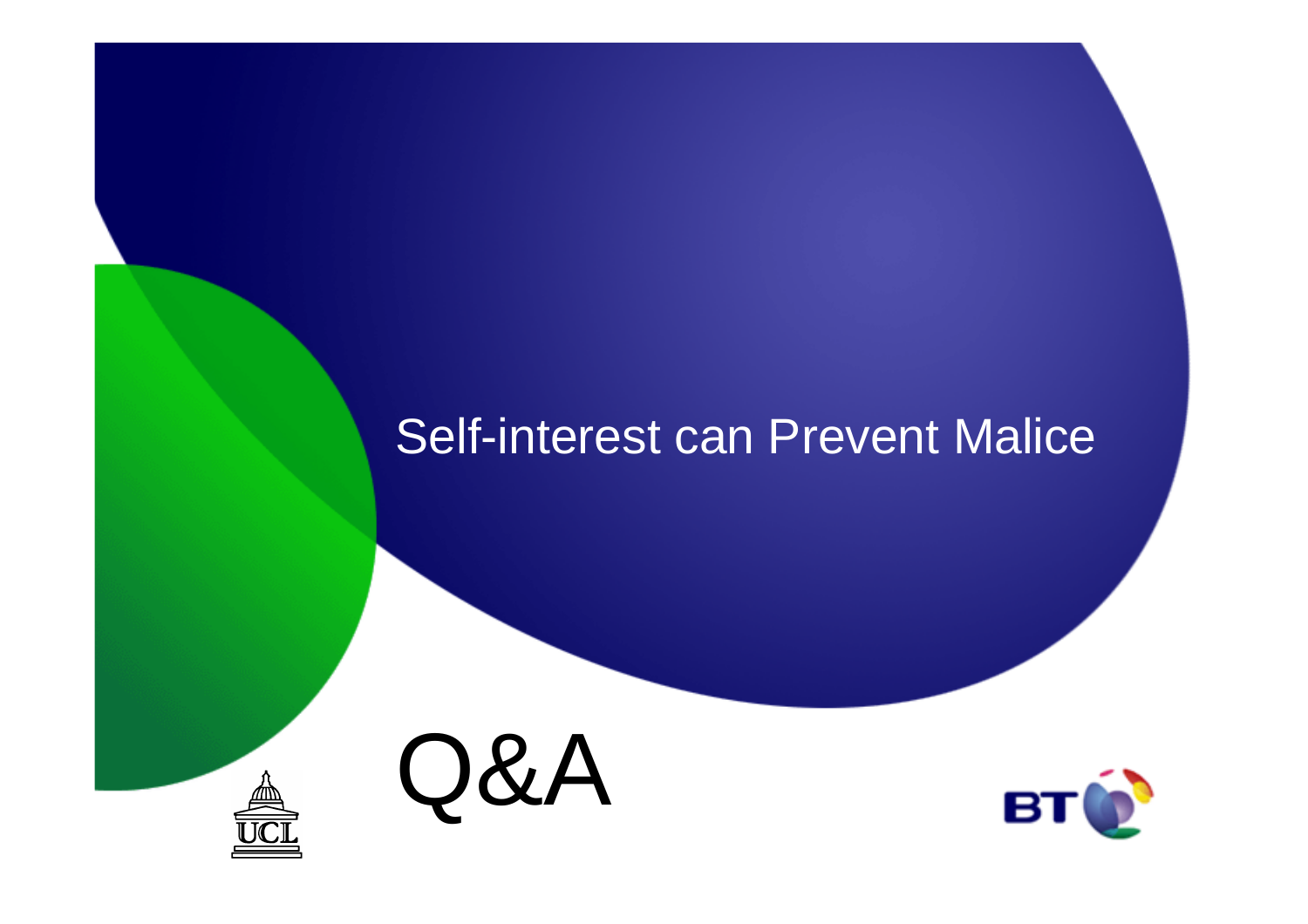Self-interest can Prevent Malice

# Q&A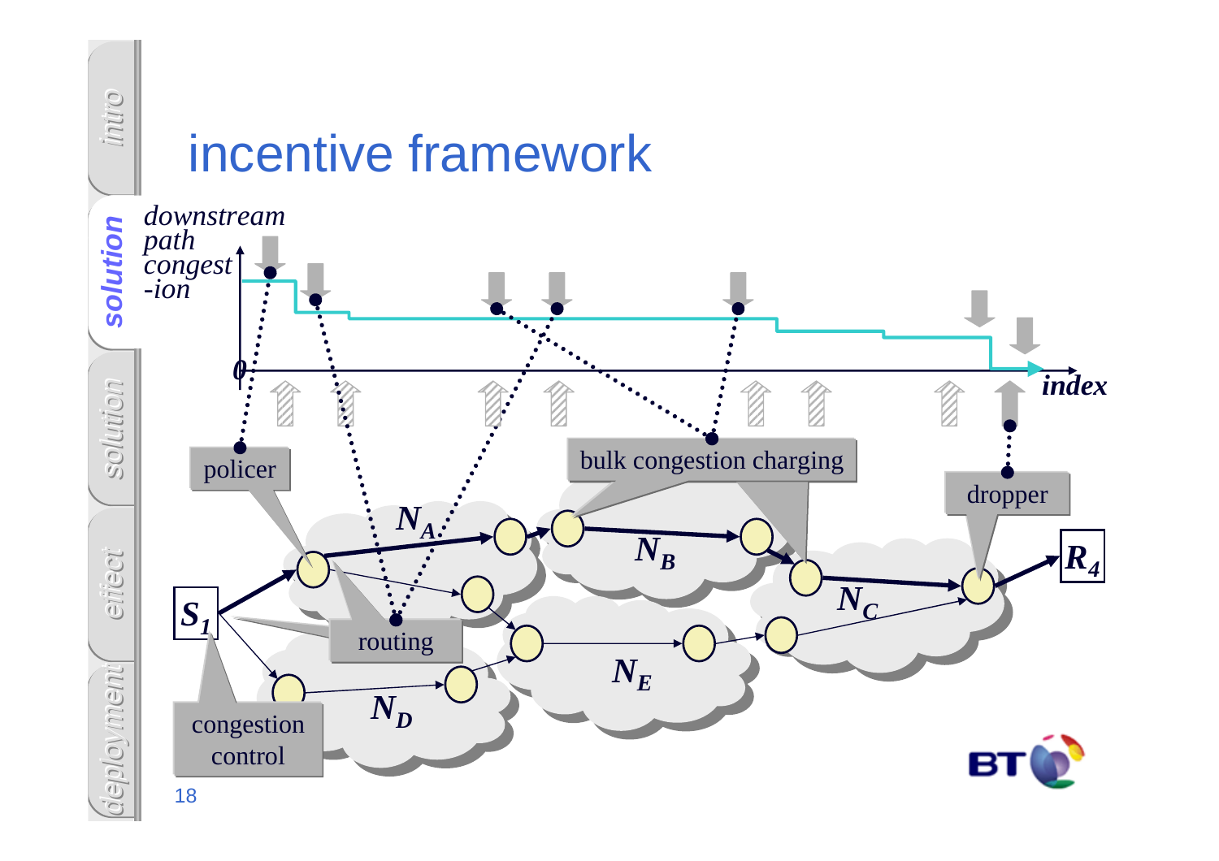# incentive framework

downstream path congest -ion

0

index

policer

bulk congestion charging

dropper

routing

congestion control

$S_1$

$R_4$

$N_A$

$N_B$

$N_C$

$N_D$

$N_E$